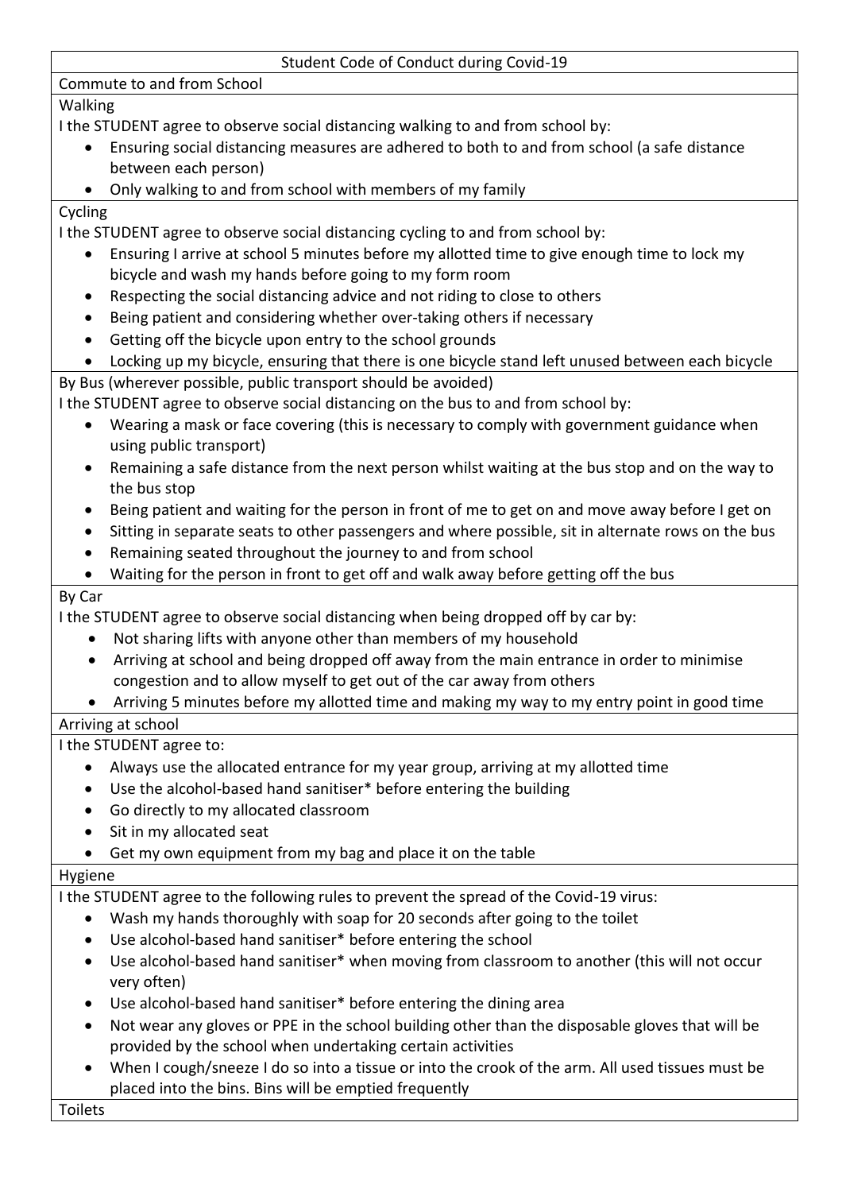# Student Code of Conduct during Covid-19

## Commute to and from School

### Walking

I the STUDENT agree to observe social distancing walking to and from school by:

- Ensuring social distancing measures are adhered to both to and from school (a safe distance between each person)
- Only walking to and from school with members of my family

### Cycling

I the STUDENT agree to observe social distancing cycling to and from school by:

- Ensuring I arrive at school 5 minutes before my allotted time to give enough time to lock my bicycle and wash my hands before going to my form room
- Respecting the social distancing advice and not riding to close to others
- Being patient and considering whether over-taking others if necessary
- Getting off the bicycle upon entry to the school grounds
- Locking up my bicycle, ensuring that there is one bicycle stand left unused between each bicycle

### By Bus (wherever possible, public transport should be avoided)

I the STUDENT agree to observe social distancing on the bus to and from school by:

- Wearing a mask or face covering (this is necessary to comply with government guidance when using public transport)
- Remaining a safe distance from the next person whilst waiting at the bus stop and on the way to the bus stop
- Being patient and waiting for the person in front of me to get on and move away before I get on
- Sitting in separate seats to other passengers and where possible, sit in alternate rows on the bus
- Remaining seated throughout the journey to and from school
- Waiting for the person in front to get off and walk away before getting off the bus

### By Car

I the STUDENT agree to observe social distancing when being dropped off by car by:

- Not sharing lifts with anyone other than members of my household
- Arriving at school and being dropped off away from the main entrance in order to minimise congestion and to allow myself to get out of the car away from others
- Arriving 5 minutes before my allotted time and making my way to my entry point in good time

## Arriving at school

I the STUDENT agree to:

- Always use the allocated entrance for my year group, arriving at my allotted time
- Use the alcohol-based hand sanitiser* before entering the building
- Go directly to my allocated classroom
- Sit in my allocated seat
- Get my own equipment from my bag and place it on the table

## Hygiene

I the STUDENT agree to the following rules to prevent the spread of the Covid-19 virus:

- Wash my hands thoroughly with soap for 20 seconds after going to the toilet
- Use alcohol-based hand sanitiser* before entering the school
- Use alcohol-based hand sanitiser* when moving from classroom to another (this will not occur very often)
- Use alcohol-based hand sanitiser* before entering the dining area
- Not wear any gloves or PPE in the school building other than the disposable gloves that will be provided by the school when undertaking certain activities
- When I cough/sneeze I do so into a tissue or into the crook of the arm. All used tissues must be placed into the bins. Bins will be emptied frequently

## Toilets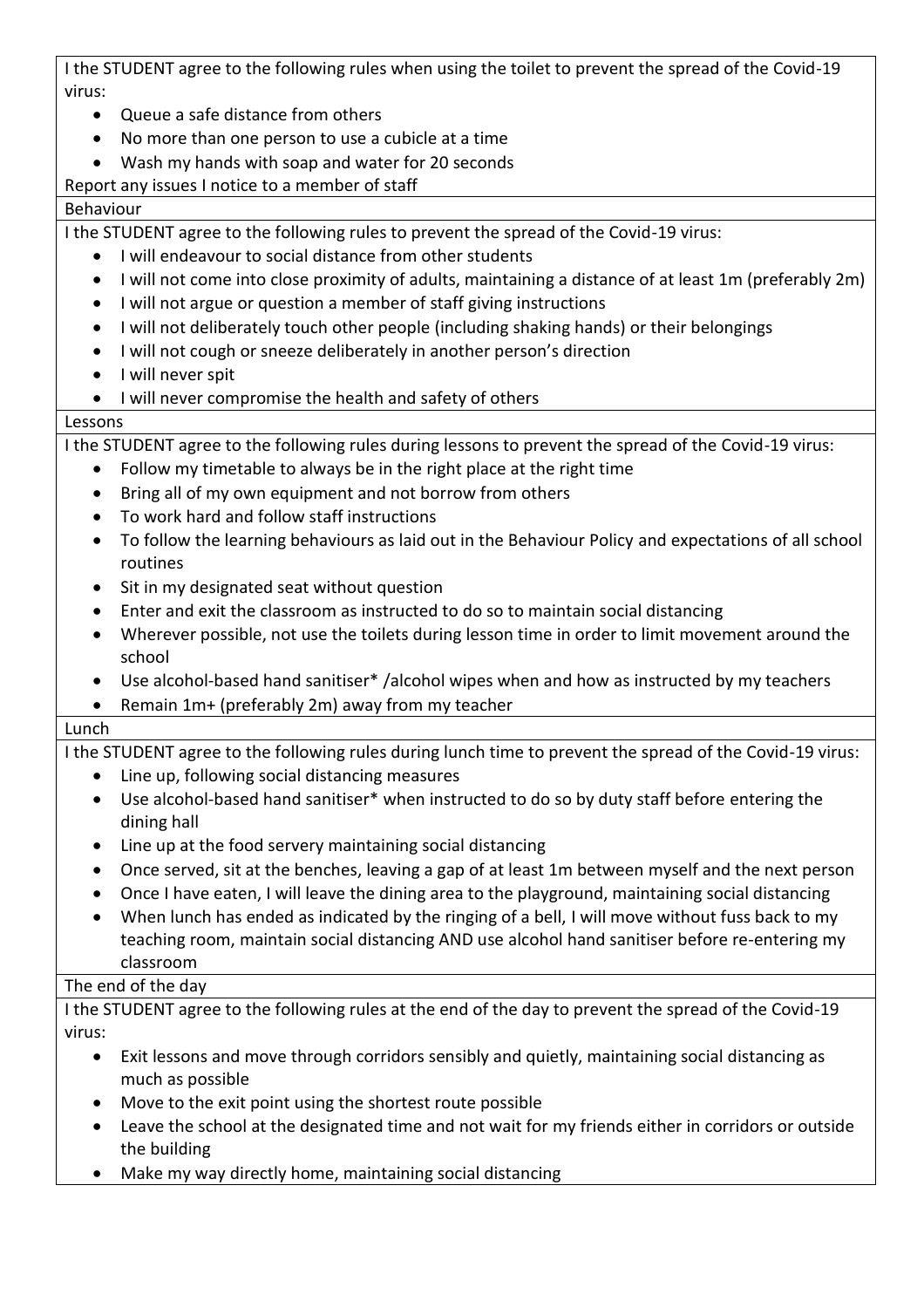I the STUDENT agree to the following rules when using the toilet to prevent the spread of the Covid-19 virus:

- Queue a safe distance from others
- No more than one person to use a cubicle at a time
- Wash my hands with soap and water for 20 seconds

Report any issues I notice to a member of staff

## Behaviour

I the STUDENT agree to the following rules to prevent the spread of the Covid-19 virus:

- I will endeavour to social distance from other students
- I will not come into close proximity of adults, maintaining a distance of at least 1m (preferably 2m)
- I will not argue or question a member of staff giving instructions
- I will not deliberately touch other people (including shaking hands) or their belongings
- I will not cough or sneeze deliberately in another person's direction
- I will never spit
- I will never compromise the health and safety of others

## Lessons

I the STUDENT agree to the following rules during lessons to prevent the spread of the Covid-19 virus:

- Follow my timetable to always be in the right place at the right time
- Bring all of my own equipment and not borrow from others
- To work hard and follow staff instructions
- To follow the learning behaviours as laid out in the Behaviour Policy and expectations of all school routines
- Sit in my designated seat without question
- Enter and exit the classroom as instructed to do so to maintain social distancing
- Wherever possible, not use the toilets during lesson time in order to limit movement around the school
- Use alcohol-based hand sanitiser* /alcohol wipes when and how as instructed by my teachers
- Remain 1m+ (preferably 2m) away from my teacher

## Lunch

I the STUDENT agree to the following rules during lunch time to prevent the spread of the Covid-19 virus:

- Line up, following social distancing measures
- Use alcohol-based hand sanitiser* when instructed to do so by duty staff before entering the dining hall
- Line up at the food servery maintaining social distancing
- Once served, sit at the benches, leaving a gap of at least 1m between myself and the next person
- Once I have eaten, I will leave the dining area to the playground, maintaining social distancing
- When lunch has ended as indicated by the ringing of a bell, I will move without fuss back to my teaching room, maintain social distancing AND use alcohol hand sanitiser before re-entering my classroom

## The end of the day

I the STUDENT agree to the following rules at the end of the day to prevent the spread of the Covid-19 virus:

- Exit lessons and move through corridors sensibly and quietly, maintaining social distancing as much as possible
- Move to the exit point using the shortest route possible
- Leave the school at the designated time and not wait for my friends either in corridors or outside the building
- Make my way directly home, maintaining social distancing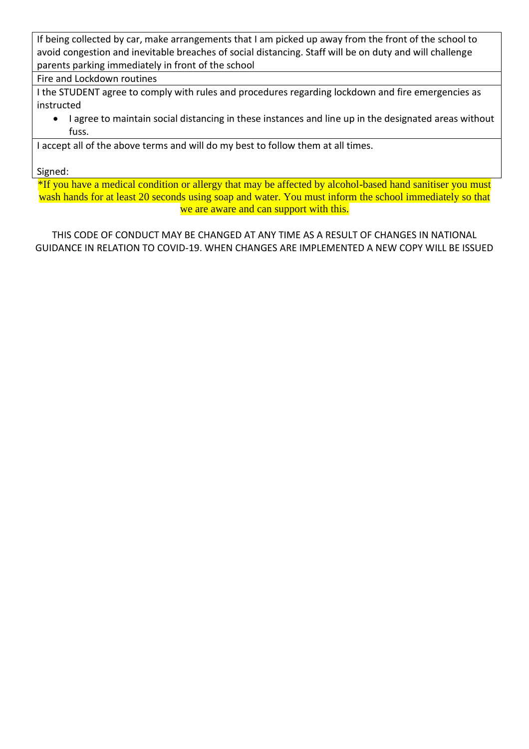| |
|---|
| If being collected by car, make arrangements that I am picked up away from the front of the school to avoid congestion and inevitable breaches of social distancing. Staff will be on duty and will challenge parents parking immediately in front of the school |
| Fire and Lockdown routines |
| I the STUDENT agree to comply with rules and procedures regarding lockdown and fire emergencies as instructed<br>• I agree to maintain social distancing in these instances and line up in the designated areas without fuss. |
| I accept all of the above terms and will do my best to follow them at all times.<br><br>Signed: |

*If you have a medical condition or allergy that may be affected by alcohol-based hand sanitiser you must wash hands for at least 20 seconds using soap and water. You must inform the school immediately so that we are aware and can support with this.

THIS CODE OF CONDUCT MAY BE CHANGED AT ANY TIME AS A RESULT OF CHANGES IN NATIONAL GUIDANCE IN RELATION TO COVID-19. WHEN CHANGES ARE IMPLEMENTED A NEW COPY WILL BE ISSUED